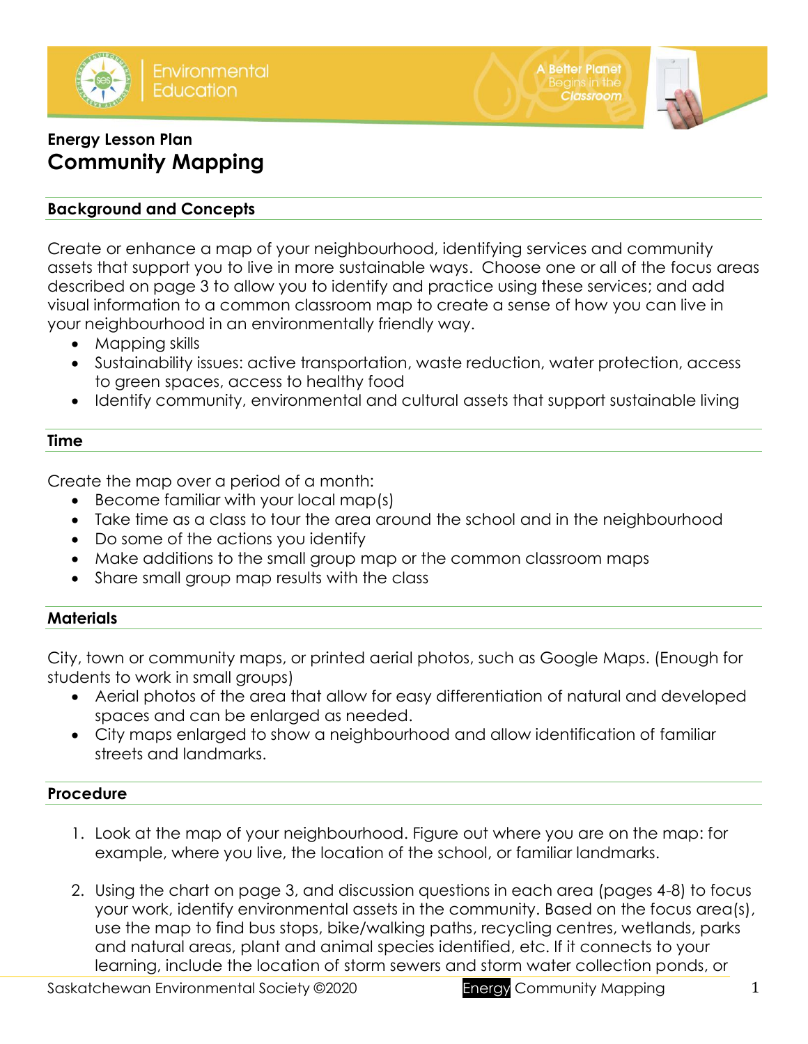Environmental Education

A Better Planet Begins in the Classroom

**Energy Lesson Plan**

# Community Mapping

## Background and Concepts

Create or enhance a map of your neighbourhood, identifying services and community assets that support you to live in more sustainable ways. Choose one or all of the focus areas described on page 3 to allow you to identify and practice using these services; and add visual information to a common classroom map to create a sense of how you can live in your neighbourhood in an environmentally friendly way.

- Mapping skills
- Sustainability issues: active transportation, waste reduction, water protection, access to green spaces, access to healthy food
- Identify community, environmental and cultural assets that support sustainable living

## Time

Create the map over a period of a month:

- Become familiar with your local map(s)
- Take time as a class to tour the area around the school and in the neighbourhood
- Do some of the actions you identify
- Make additions to the small group map or the common classroom maps
- Share small group map results with the class

## Materials

City, town or community maps, or printed aerial photos, such as Google Maps. (Enough for students to work in small groups)

- Aerial photos of the area that allow for easy differentiation of natural and developed spaces and can be enlarged as needed.
- City maps enlarged to show a neighbourhood and allow identification of familiar streets and landmarks.

## Procedure

1. Look at the map of your neighbourhood. Figure out where you are on the map: for example, where you live, the location of the school, or familiar landmarks.

2. Using the chart on page 3, and discussion questions in each area (pages 4-8) to focus your work, identify environmental assets in the community. Based on the focus area(s), use the map to find bus stops, bike/walking paths, recycling centres, wetlands, parks and natural areas, plant and animal species identified, etc. If it connects to your learning, include the location of storm sewers and storm water collection ponds, or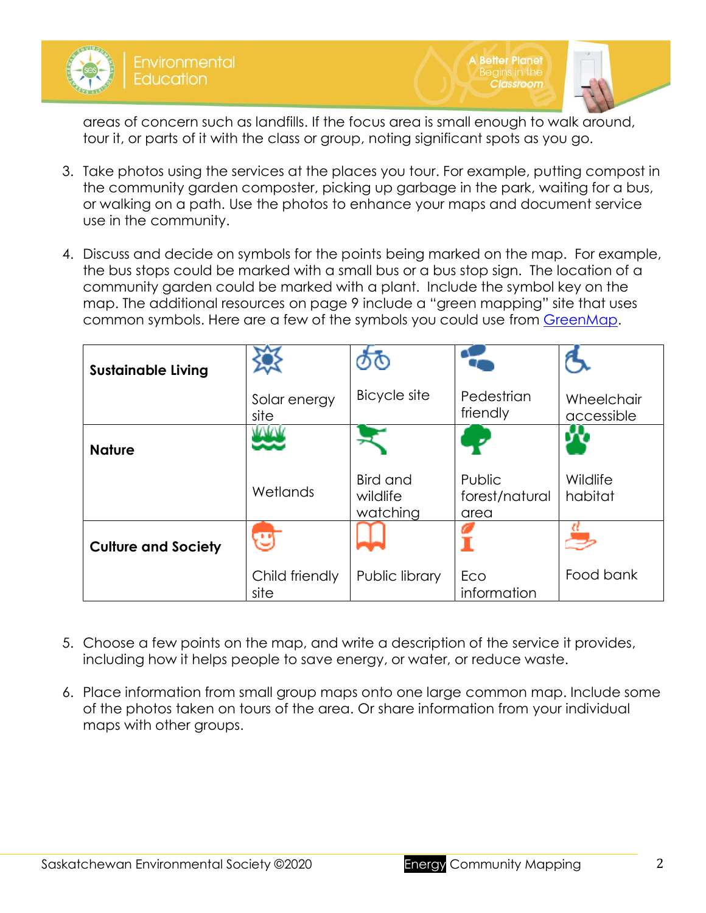areas of concern such as landfills. If the focus area is small enough to walk around, tour it, or parts of it with the class or group, noting significant spots as you go.

3. Take photos using the services at the places you tour. For example, putting compost in the community garden composter, picking up garbage in the park, waiting for a bus, or walking on a path. Use the photos to enhance your maps and document service use in the community.

4. Discuss and decide on symbols for the points being marked on the map. For example, the bus stops could be marked with a small bus or a bus stop sign. The location of a community garden could be marked with a plant. Include the symbol key on the map. The additional resources on page 9 include a "green mapping" site that uses common symbols. Here are a few of the symbols you could use from [GreenMap](GreenMap).

| **Sustainable Living** | Solar energy site | Bicycle site | Pedestrian friendly | Wheelchair accessible |
|---|---|---|---|---|
| **Nature** | Wetlands | Bird and wildlife watching | Public forest/natural area | Wildlife habitat |
| **Culture and Society** | Child friendly site | Public library | Eco information | Food bank |

5. Choose a few points on the map, and write a description of the service it provides, including how it helps people to save energy, or water, or reduce waste.

6. Place information from small group maps onto one large common map. Include some of the photos taken on tours of the area. Or share information from your individual maps with other groups.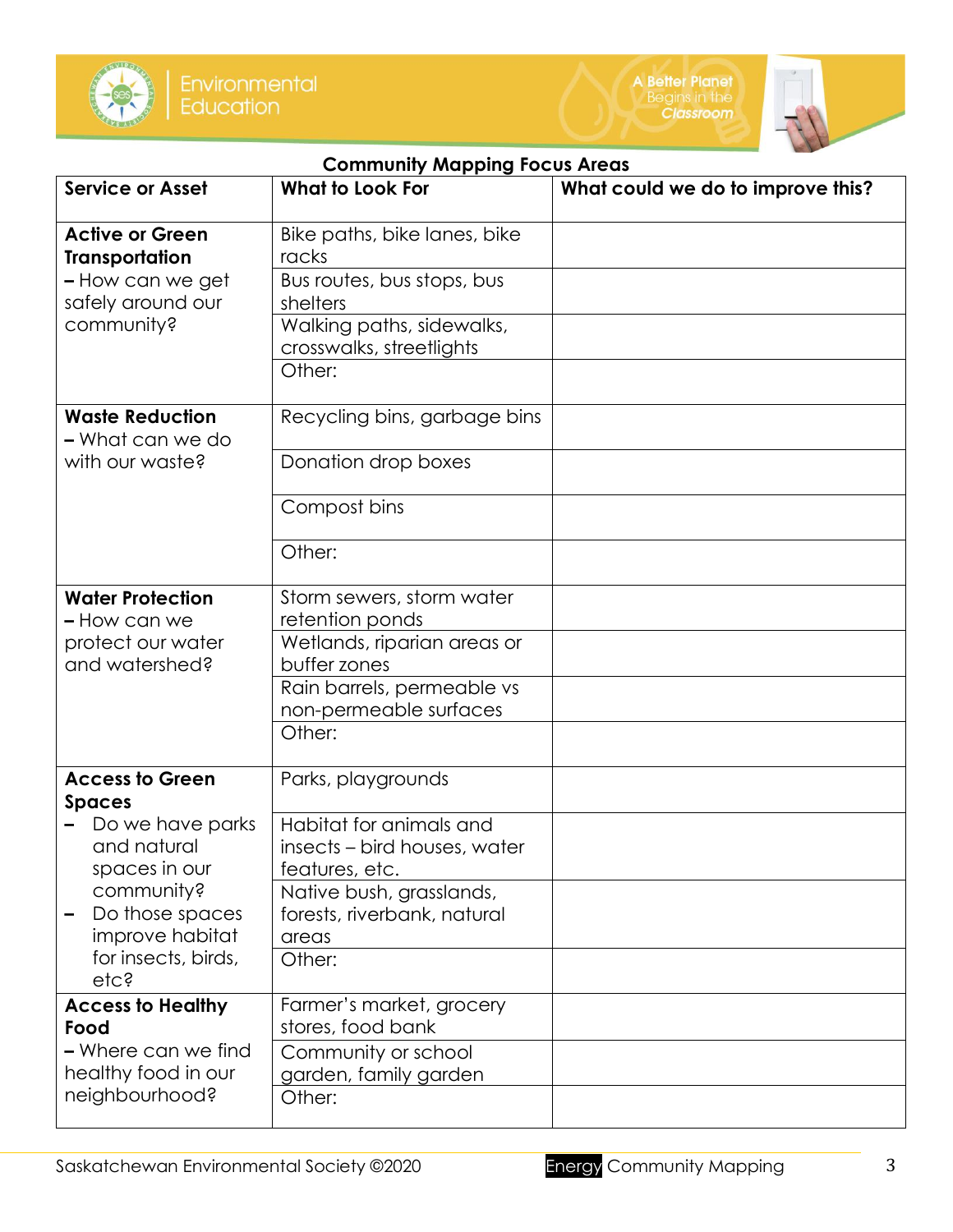## Community Mapping Focus Areas

| Service or Asset | What to Look For | What could we do to improve this? |
|---|---|---|
| **Active or Green Transportation** – How can we get safely around our community? | Bike paths, bike lanes, bike racks | |
| | Bus routes, bus stops, bus shelters | |
| | Walking paths, sidewalks, crosswalks, streetlights | |
| | Other: | |
| **Waste Reduction** – What can we do with our waste? | Recycling bins, garbage bins | |
| | Donation drop boxes | |
| | Compost bins | |
| | Other: | |
| **Water Protection** – How can we protect our water and watershed? | Storm sewers, storm water retention ponds | |
| | Wetlands, riparian areas or buffer zones | |
| | Rain barrels, permeable vs non-permeable surfaces | |
| | Other: | |
| **Access to Green Spaces** – Do we have parks and natural spaces in our community? – Do those spaces improve habitat for insects, birds, etc? | Parks, playgrounds | |
| | Habitat for animals and insects – bird houses, water features, etc. | |
| | Native bush, grasslands, forests, riverbank, natural areas | |
| | Other: | |
| **Access to Healthy Food** – Where can we find healthy food in our neighbourhood? | Farmer's market, grocery stores, food bank | |
| | Community or school garden, family garden | |
| | Other: | |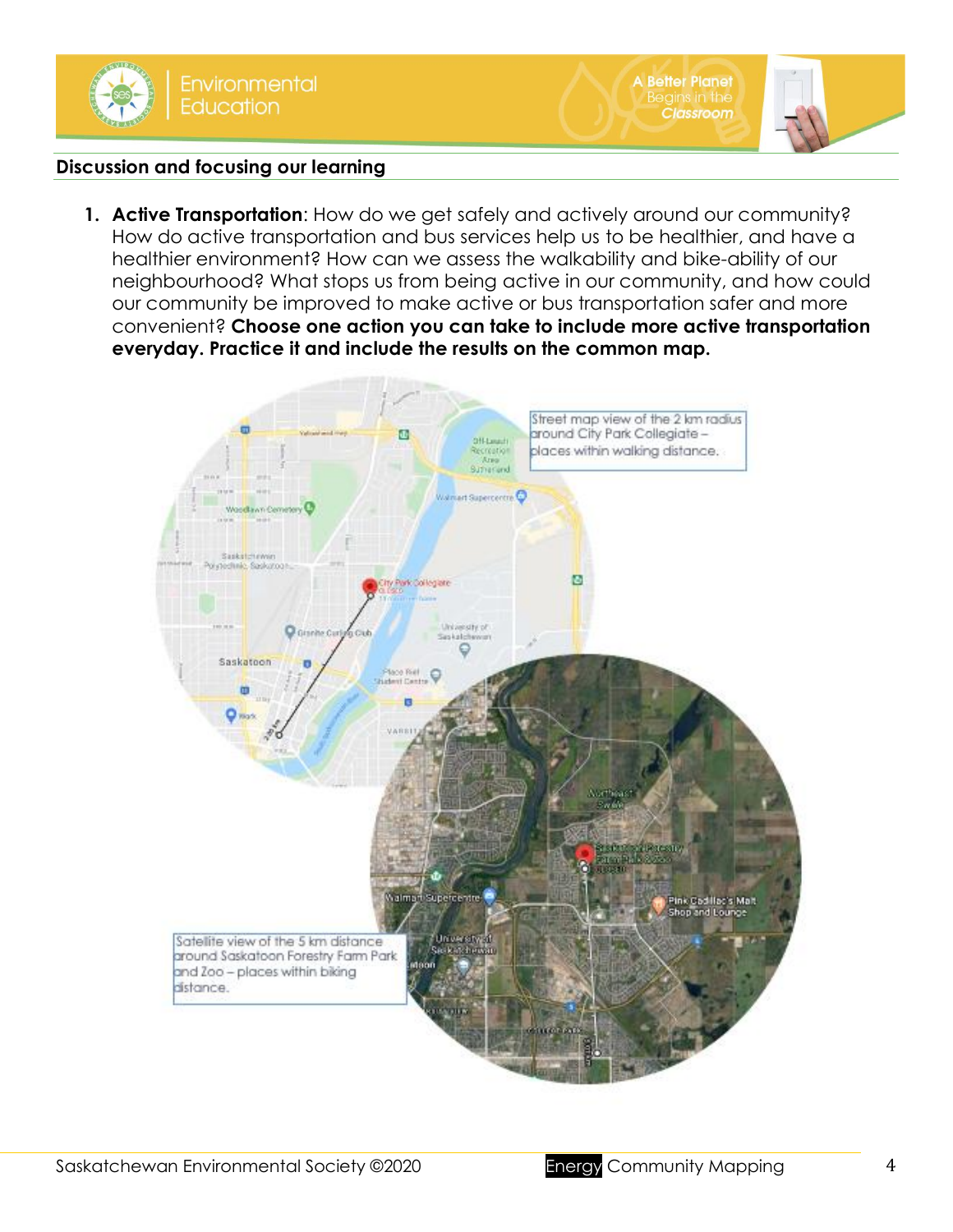## Discussion and focusing our learning

1. **Active Transportation**: How do we get safely and actively around our community? How do active transportation and bus services help us to be healthier, and have a healthier environment? How can we assess the walkability and bike-ability of our neighbourhood? What stops us from being active in our community, and how could our community be improved to make active or bus transportation safer and more convenient? **Choose one action you can take to include more active transportation everyday. Practice it and include the results on the common map.**

Street map view of the 2 km radius around City Park Collegiate – places within walking distance.

Satellite view of the 5 km distance around Saskatoon Forestry Farm Park and Zoo – places within biking distance.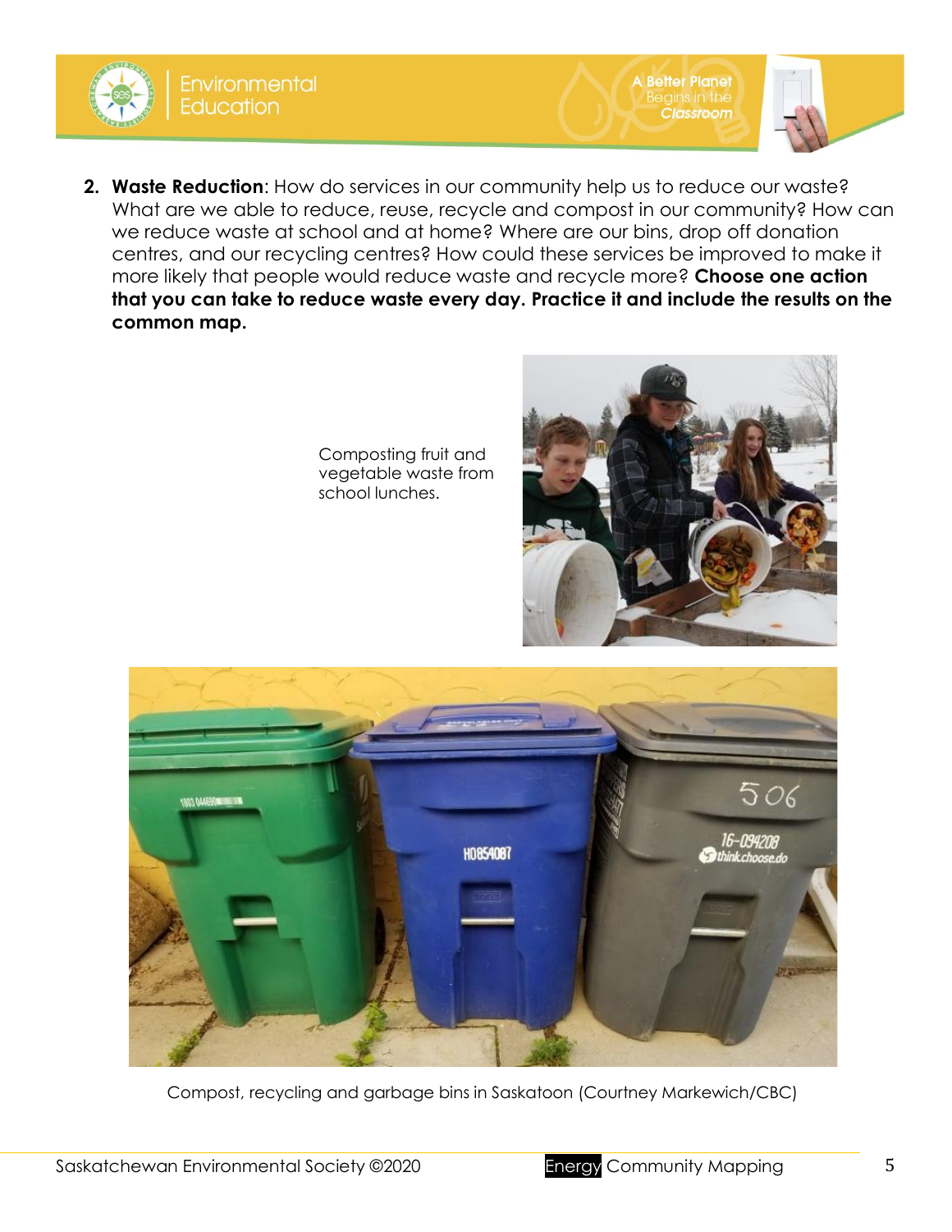2. **Waste Reduction**: How do services in our community help us to reduce our waste? What are we able to reduce, reuse, recycle and compost in our community? How can we reduce waste at school and at home? Where are our bins, drop off donation centres, and our recycling centres? How could these services be improved to make it more likely that people would reduce waste and recycle more? **Choose one action that you can take to reduce waste every day. Practice it and include the results on the common map.**

Composting fruit and vegetable waste from school lunches.

Compost, recycling and garbage bins in Saskatoon (Courtney Markewich/CBC)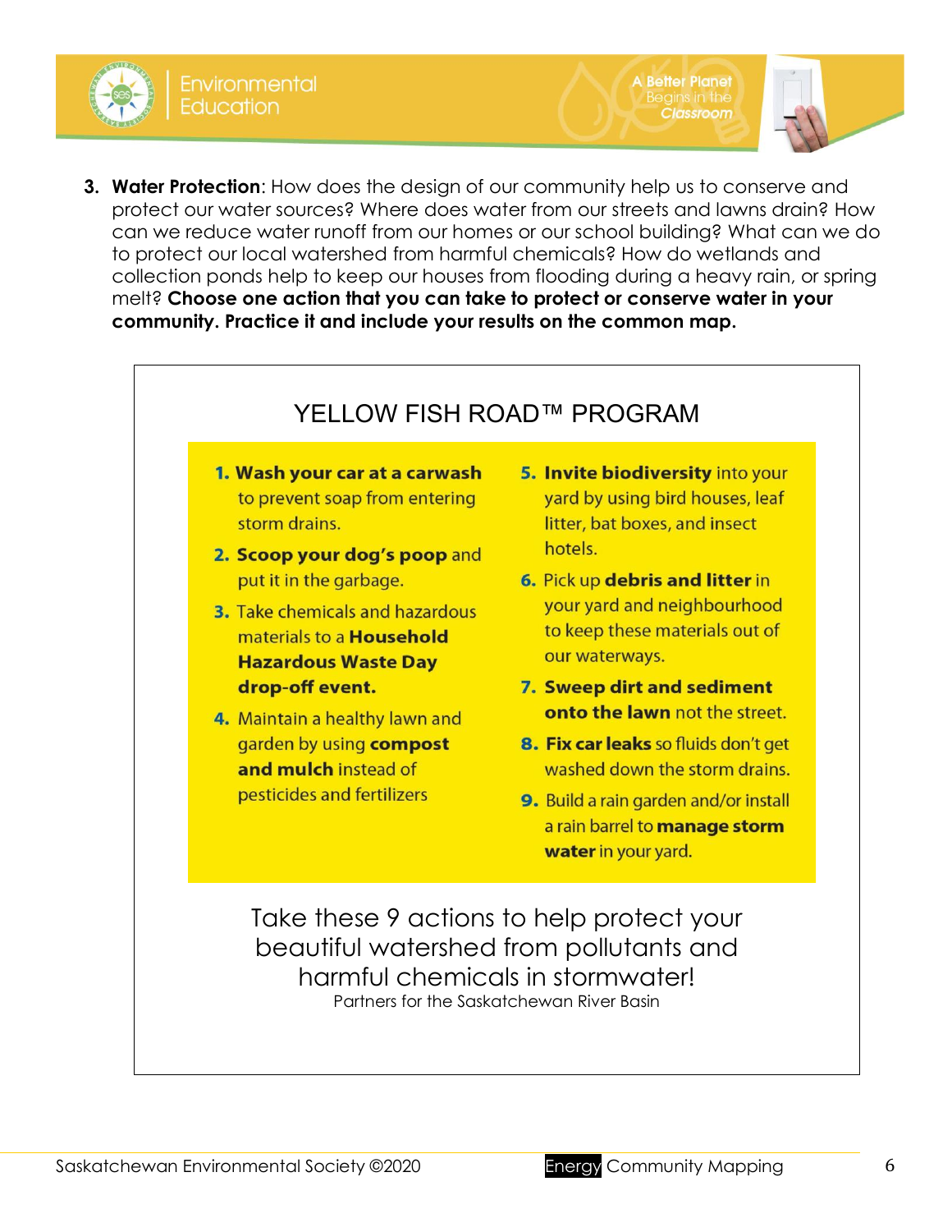3. **Water Protection**: How does the design of our community help us to conserve and protect our water sources? Where does water from our streets and lawns drain? How can we reduce water runoff from our homes or our school building? What can we do to protect our local watershed from harmful chemicals? How do wetlands and collection ponds help to keep our houses from flooding during a heavy rain, or spring melt? **Choose one action that you can take to protect or conserve water in your community. Practice it and include your results on the common map.**

## YELLOW FISH ROAD™ PROGRAM

1. **Wash your car at a carwash** to prevent soap from entering storm drains.
2. **Scoop your dog's poop** and put it in the garbage.
3. Take chemicals and hazardous materials to a **Household Hazardous Waste Day drop-off event.**
4. Maintain a healthy lawn and garden by using **compost and mulch** instead of pesticides and fertilizers
5. **Invite biodiversity** into your yard by using bird houses, leaf litter, bat boxes, and insect hotels.
6. Pick up **debris and litter** in your yard and neighbourhood to keep these materials out of our waterways.
7. **Sweep dirt and sediment onto the lawn** not the street.
8. **Fix car leaks** so fluids don't get washed down the storm drains.
9. Build a rain garden and/or install a rain barrel to **manage storm water** in your yard.

Take these 9 actions to help protect your beautiful watershed from pollutants and harmful chemicals in stormwater!

Partners for the Saskatchewan River Basin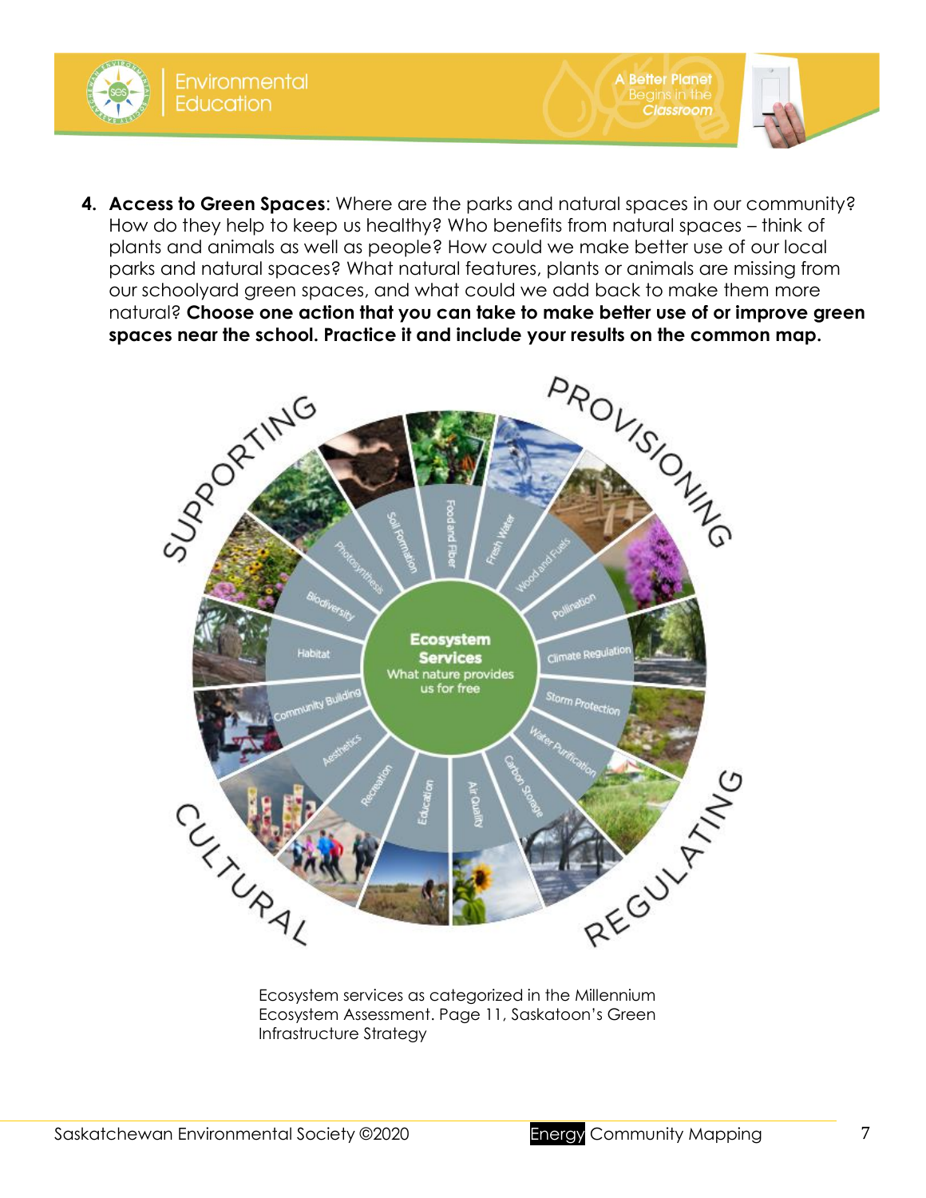4. **Access to Green Spaces**: Where are the parks and natural spaces in our community? How do they help to keep us healthy? Who benefits from natural spaces – think of plants and animals as well as people? How could we make better use of our local parks and natural spaces? What natural features, plants or animals are missing from our schoolyard green spaces, and what could we add back to make them more natural? **Choose one action that you can take to make better use of or improve green spaces near the school. Practice it and include your results on the common map.**

Ecosystem services as categorized in the Millennium Ecosystem Assessment. Page 11, Saskatoon's Green Infrastructure Strategy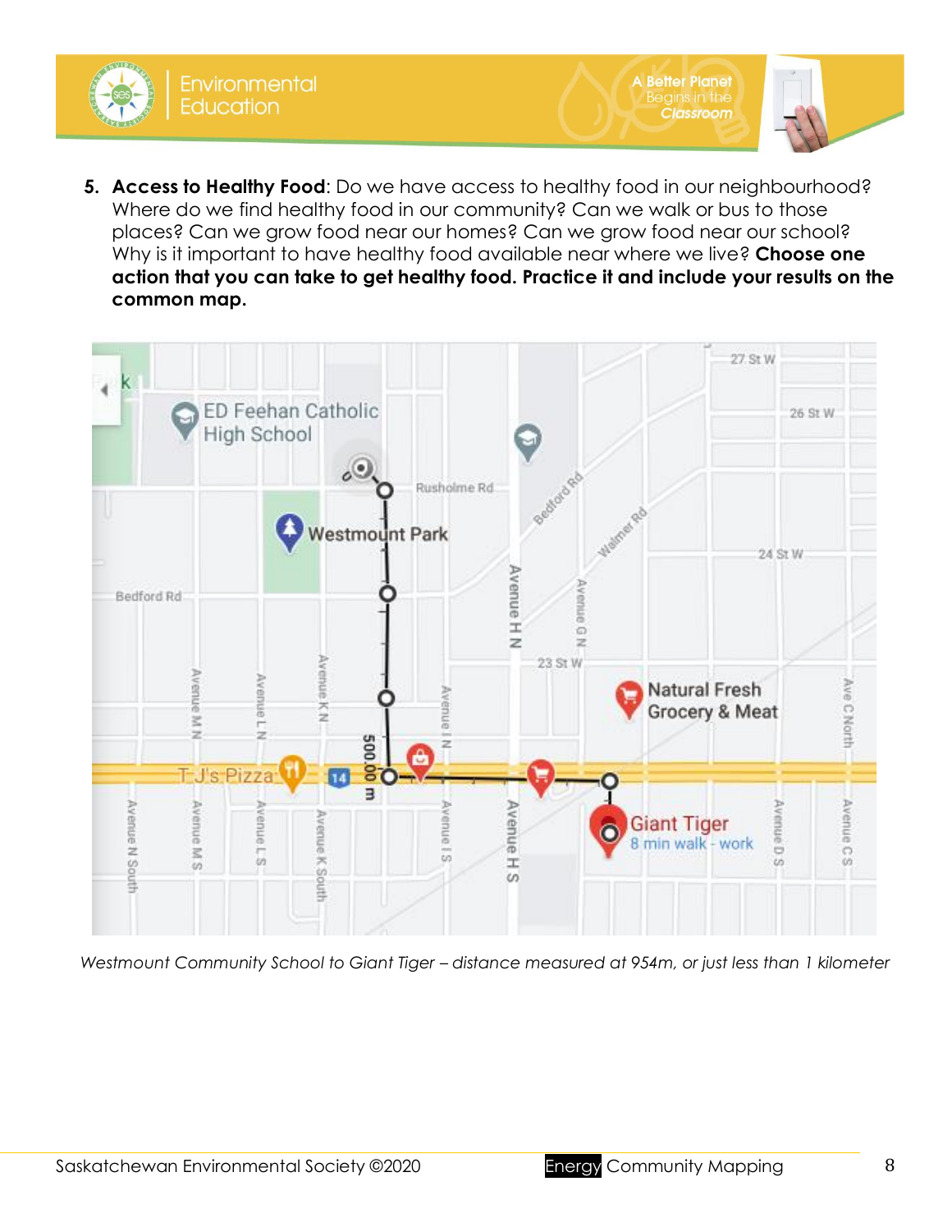5. **Access to Healthy Food**: Do we have access to healthy food in our neighbourhood? Where do we find healthy food in our community? Can we walk or bus to those places? Can we grow food near our homes? Can we grow food near our school? Why is it important to have healthy food available near where we live? **Choose one action that you can take to get healthy food. Practice it and include your results on the common map.**

*Westmount Community School to Giant Tiger – distance measured at 954m, or just less than 1 kilometer*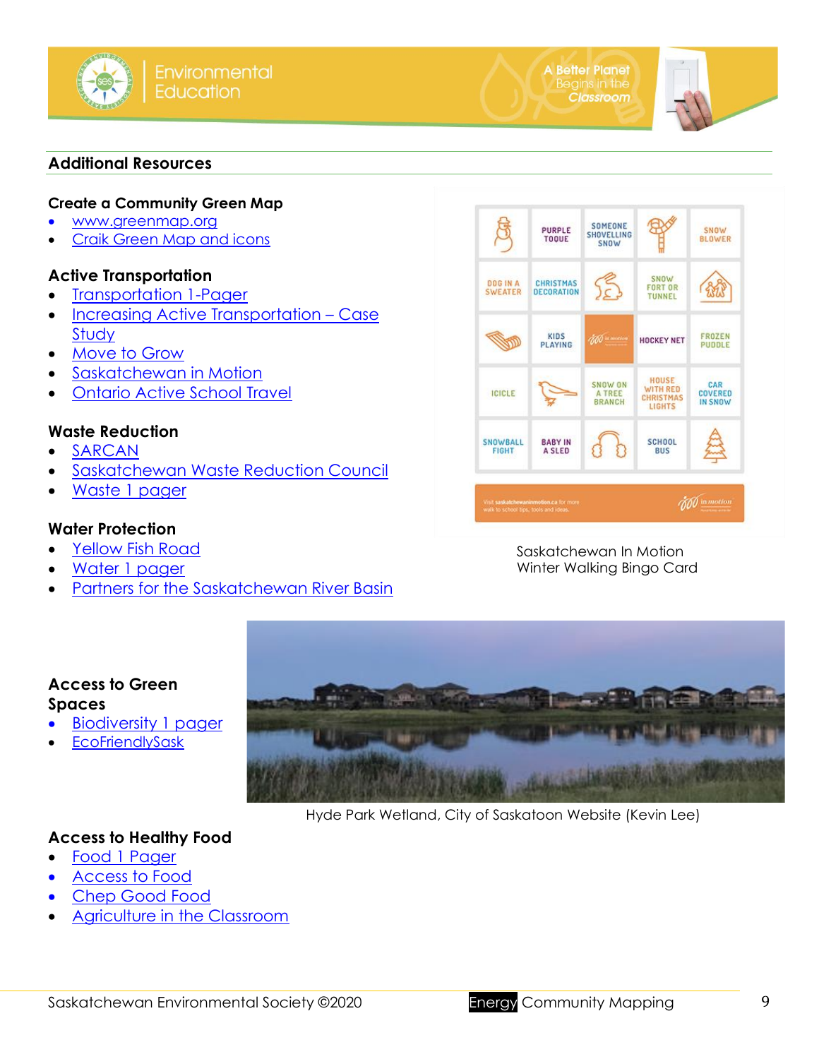## Additional Resources

### Create a Community Green Map

- www.greenmap.org
- Craik Green Map and icons

### Active Transportation

- Transportation 1-Pager
- Increasing Active Transportation – Case Study
- Move to Grow
- Saskatchewan in Motion
- Ontario Active School Travel

### Waste Reduction

- SARCAN
- Saskatchewan Waste Reduction Council
- Waste 1 pager

### Water Protection

- Yellow Fish Road
- Water 1 pager
- Partners for the Saskatchewan River Basin

Saskatchewan In Motion
Winter Walking Bingo Card

### Access to Green Spaces

- Biodiversity 1 pager
- EcoFriendlySask

Hyde Park Wetland, City of Saskatoon Website (Kevin Lee)

### Access to Healthy Food

- Food 1 Pager
- Access to Food
- Chep Good Food
- Agriculture in the Classroom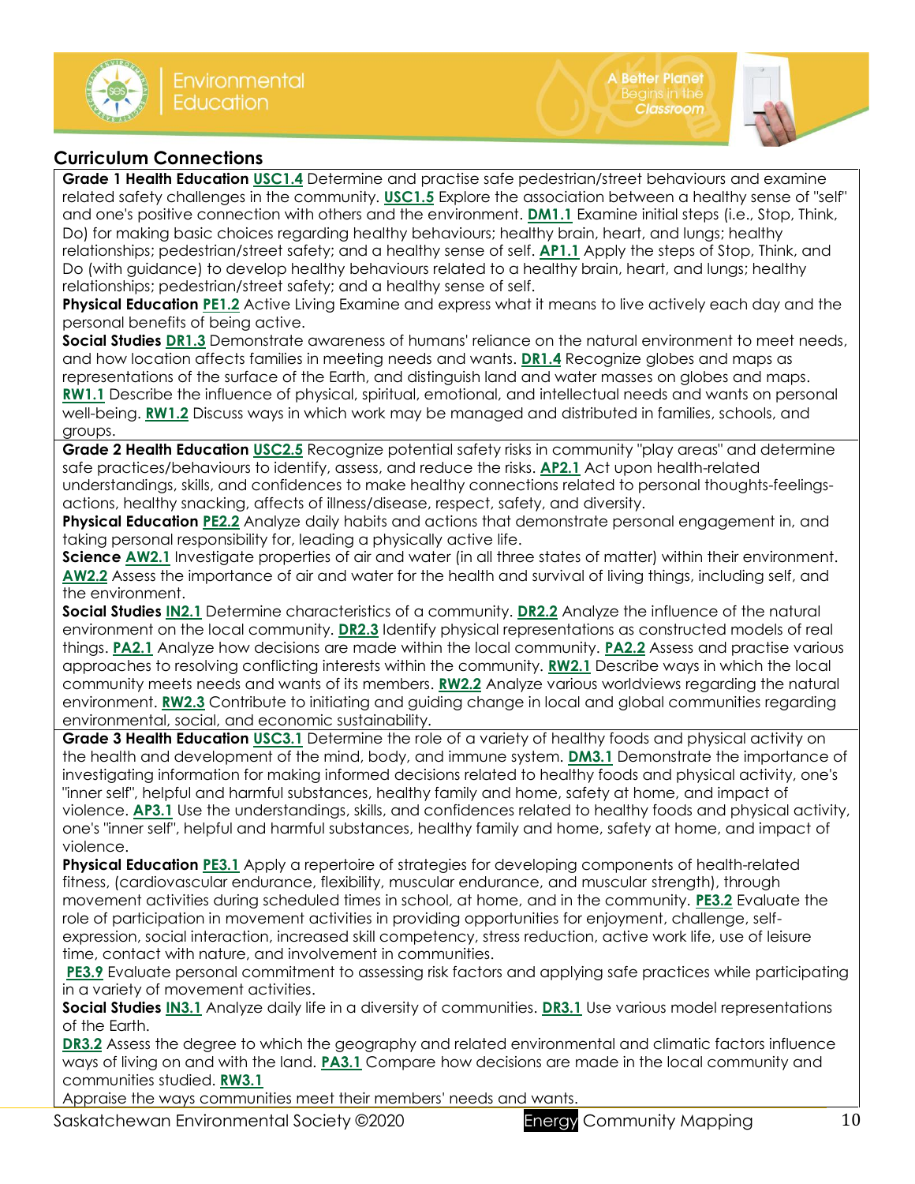## Curriculum Connections

**Grade 1 Health Education** **USC1.4** Determine and practise safe pedestrian/street behaviours and examine related safety challenges in the community. **USC1.5** Explore the association between a healthy sense of "self" and one's positive connection with others and the environment. **DM1.1** Examine initial steps (i.e., Stop, Think, Do) for making basic choices regarding healthy behaviours; healthy brain, heart, and lungs; healthy relationships; pedestrian/street safety; and a healthy sense of self. **AP1.1** Apply the steps of Stop, Think, and Do (with guidance) to develop healthy behaviours related to a healthy brain, heart, and lungs; healthy relationships; pedestrian/street safety; and a healthy sense of self.
**Physical Education** **PE1.2** Active Living Examine and express what it means to live actively each day and the personal benefits of being active.
**Social Studies** **DR1.3** Demonstrate awareness of humans' reliance on the natural environment to meet needs, and how location affects families in meeting needs and wants. **DR1.4** Recognize globes and maps as representations of the surface of the Earth, and distinguish land and water masses on globes and maps. **RW1.1** Describe the influence of physical, spiritual, emotional, and intellectual needs and wants on personal well-being. **RW1.2** Discuss ways in which work may be managed and distributed in families, schools, and groups.

**Grade 2 Health Education** **USC2.5** Recognize potential safety risks in community "play areas" and determine safe practices/behaviours to identify, assess, and reduce the risks. **AP2.1** Act upon health-related understandings, skills, and confidences to make healthy connections related to personal thoughts-feelings-actions, healthy snacking, affects of illness/disease, respect, safety, and diversity.
**Physical Education** **PE2.2** Analyze daily habits and actions that demonstrate personal engagement in, and taking personal responsibility for, leading a physically active life.
**Science** **AW2.1** Investigate properties of air and water (in all three states of matter) within their environment. **AW2.2** Assess the importance of air and water for the health and survival of living things, including self, and the environment.
**Social Studies** **IN2.1** Determine characteristics of a community. **DR2.2** Analyze the influence of the natural environment on the local community. **DR2.3** Identify physical representations as constructed models of real things. **PA2.1** Analyze how decisions are made within the local community. **PA2.2** Assess various approaches to resolving conflicting interests within the community. **RW2.1** Describe ways in which the local community meets needs and wants of its members. **RW2.2** Analyze various worldviews regarding the natural environment. **RW2.3** Contribute to initiating and guiding change in local and global communities regarding environmental, social, and economic sustainability.

**Grade 3 Health Education** **USC3.1** Determine the role of a variety of healthy foods and physical activity on the health and development of the mind, body, and immune system. **DM3.1** Demonstrate the importance of investigating information for making informed decisions related to healthy foods and physical activity, one's "inner self", helpful and harmful substances, healthy family and home, safety at home, and impact of violence. **AP3.1** Use the understandings, skills, and confidences related to healthy foods and physical activity, one's "inner self", helpful and harmful substances, healthy family and home, safety at home, and impact of violence.
**Physical Education** **PE3.1** Apply a repertoire of strategies for developing components of health-related fitness, (cardiovascular endurance, flexibility, muscular endurance, and muscular strength), through movement activities during scheduled times in school, at home, and in the community. **PE3.2** Evaluate the role of participation in movement activities in providing opportunities for enjoyment, challenge, self-expression, social interaction, increased skill competency, stress reduction, active work life, use of leisure time, contact with nature, and involvement in communities.
**PE3.9** Evaluate personal commitment to assessing risk factors and applying safe practices while participating in a variety of movement activities.
**Social Studies** **IN3.1** Analyze daily life in a diversity of communities. **DR3.1** Use various model representations of the Earth.
**DR3.2** Assess the degree to which the geography and related environmental and climatic factors influence ways of living on and with the land. **PA3.1** Compare how decisions are made in the local community and communities studied. **RW3.1** Appraise the ways communities meet their members' needs and wants.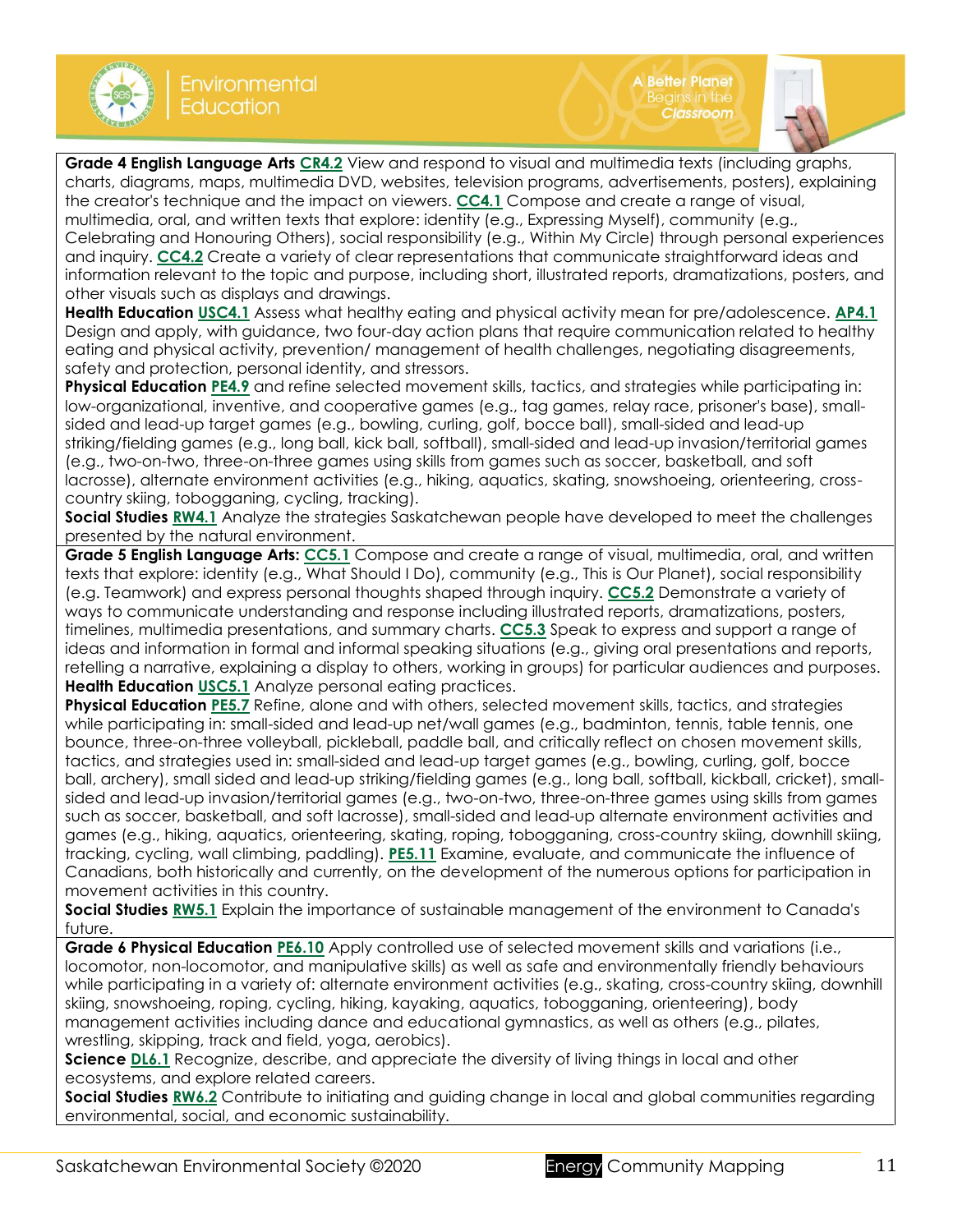**Grade 4 English Language Arts CR4.2** View and respond to visual and multimedia texts (including graphs, charts, diagrams, maps, multimedia DVD, websites, television programs, advertisements, posters), explaining the creator's technique and the impact on viewers. **CC4.1** Compose and create a range of visual, multimedia, oral, and written texts that explore: identity (e.g., Expressing Myself), community (e.g., Celebrating and Honouring Others), social responsibility (e.g., Within My Circle) through personal experiences and inquiry. **CC4.2** Create a variety of clear representations that communicate straightforward ideas and information relevant to the topic and purpose, including short, illustrated reports, dramatizations, posters, and other visuals such as displays and drawings.

**Health Education USC4.1** Assess what healthy eating and physical activity mean for pre/adolescence. **AP4.1** Design and apply, with guidance, two four-day action plans that require communication related to healthy eating and physical activity, prevention/ management of health challenges, negotiating disagreements, safety and protection, personal identity, and stressors.

**Physical Education PE4.9** and refine selected movement skills, tactics, and strategies while participating in: low-organizational, inventive, and cooperative games (e.g., tag games, relay race, prisoner's base), small-sided and lead-up target games (e.g., bowling, curling, golf, bocce ball), small-sided and lead-up striking/fielding games (e.g., long ball, kick ball, softball), small-sided and lead-up invasion/territorial games (e.g., two-on-two, three-on-three games using skills from games such as soccer, basketball, and soft lacrosse), alternate environment activities (e.g., hiking, aquatics, skating, snowshoeing, orienteering, cross-country skiing, tobogganing, cycling, tracking).

**Social Studies RW4.1** Analyze the strategies Saskatchewan people have developed to meet the challenges presented by the natural environment.

**Grade 5 English Language Arts: CC5.1** Compose and create a range of visual, multimedia, oral, and written texts that explore: identity (e.g., What Should I Do), community (e.g., This is Our Planet), social responsibility (e.g. Teamwork) and express personal thoughts shaped through inquiry. **CC5.2** Demonstrate a variety of ways to communicate understanding and response including illustrated reports, dramatizations, posters, timelines, multimedia presentations, and summary charts. **CC5.3** Speak to express and support a range of ideas and information in formal and informal speaking situations (e.g., giving oral presentations and reports, retelling a narrative, explaining a display to others, working in groups) for particular audiences and purposes.

**Health Education USC5.1** Analyze personal eating practices.

**Physical Education PE5.7** Refine, alone and with others, selected movement skills, tactics, and strategies while participating in: small-sided and lead-up net/wall games (e.g., badminton, tennis, table tennis, one bounce, three-on-three volleyball, pickleball, paddle ball, and critically reflect on chosen movement skills, tactics, and strategies used in: small-sided and lead-up target games (e.g., bowling, curling, golf, bocce ball, archery), small sided and lead-up striking/fielding games (e.g., long ball, softball, kickball, cricket), small-sided and lead-up invasion/territorial games (e.g., two-on-two, three-on-three games using skills from games such as soccer, basketball, and soft lacrosse), small-sided and lead-up alternate environment activities and games (e.g., hiking, aquatics, orienteering, skating, roping, tobogganing, cross-country skiing, downhill skiing, tracking, cycling, wall climbing, paddling). **PE5.11** Examine, evaluate, and communicate the influence of Canadians, both historically and currently, on the development of the numerous options for participation in movement activities in this country.

**Social Studies RW5.1** Explain the importance of sustainable management of the environment to Canada's future.

**Grade 6 Physical Education PE6.10** Apply controlled use of selected movement skills and variations (i.e., locomotor, non-locomotor, and manipulative skills) as well as safe and environmentally friendly behaviours while participating in a variety of: alternate environment activities (e.g., skating, cross-country skiing, downhill skiing, snowshoeing, roping, cycling, hiking, kayaking, aquatics, tobogganing, orienteering), body management activities including dance and educational gymnastics, as well as others (e.g., pilates, wrestling, skipping, track and field, yoga, aerobics).

**Science DL6.1** Recognize, describe, and appreciate the diversity of living things in local and other ecosystems, and explore related careers.

**Social Studies RW6.2** Contribute to initiating and guiding change in local and global communities regarding environmental, social, and economic sustainability.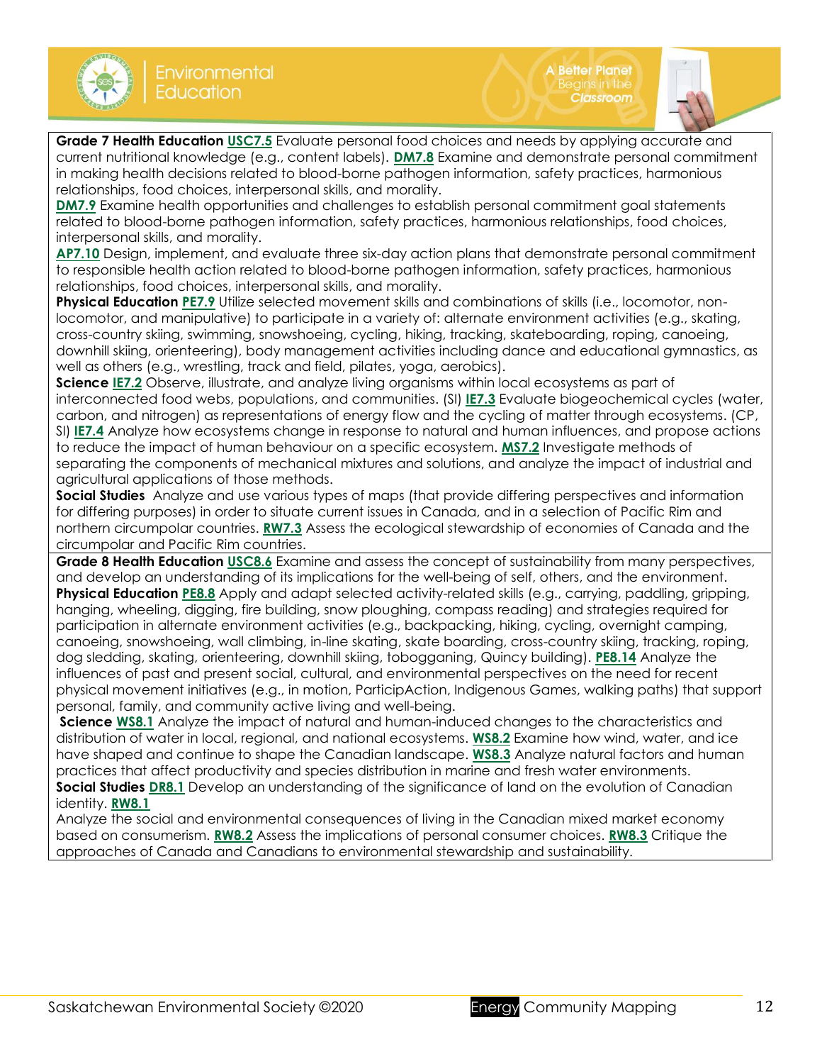| | |
|---|---|
| **Grade 7 Health Education** USC7.5 Evaluate personal food choices and needs by applying accurate and current nutritional knowledge (e.g., content labels). **DM7.8** Examine and demonstrate personal commitment in making health decisions related to blood-borne pathogen information, safety practices, harmonious relationships, food choices, interpersonal skills, and morality.<br>**DM7.9** Examine health opportunities and challenges to establish personal commitment goal statements related to blood-borne pathogen information, safety practices, harmonious relationships, food choices, interpersonal skills, and morality.<br>**AP7.10** Design, implement, and evaluate three six-day action plans that demonstrate personal commitment to responsible health action related to blood-borne pathogen information, safety practices, harmonious relationships, food choices, interpersonal skills, and morality.<br>**Physical Education** PE7.9 Utilize selected movement skills and combinations of skills (i.e., locomotor, non-locomotor, and manipulative) to participate in a variety of: alternate environment activities (e.g., skating, cross-country skiing, swimming, snowshoeing, cycling, hiking, tracking, skateboarding, roping, canoeing, downhill skiing, orienteering), body management activities including dance and educational gymnastics, as well as others (e.g., wrestling, track and field, pilates, yoga, aerobics).<br>**Science** IE7.2 Observe, illustrate, and analyze living organisms within local ecosystems as part of interconnected food webs, populations, and communities. (SI) **IE7.3** Evaluate biogeochemical cycles (water, carbon, and nitrogen) as representations of energy flow and the cycling of matter through ecosystems. (CP, SI) **IE7.4** Analyze how ecosystems change in response to natural and human influences, and propose actions to reduce the impact of human behaviour on a specific ecosystem. **MS7.2** Investigate methods of separating the components of mechanical mixtures and solutions, and analyze the impact of industrial and agricultural applications of those methods.<br>**Social Studies** Analyze and use various types of maps (that provide differing perspectives and information for differing purposes) in order to situate current issues in Canada, and in a selection of Pacific Rim and northern circumpolar countries. **RW7.3** Assess the ecological stewardship of economies of Canada and the circumpolar and Pacific Rim countries. |
| **Grade 8 Health Education** USC8.6 Examine and assess the concept of sustainability from many perspectives, and develop an understanding of its implications for the well-being of self, others, and the environment.<br>**Physical Education** PE8.8 Apply and adapt selected activity-related skills (e.g., carrying, paddling, gripping, hanging, wheeling, digging, fire building, snow ploughing, compass reading) and strategies required for participation in alternate environment activities (e.g., backpacking, hiking, cycling, overnight camping, canoeing, snowshoeing, wall climbing, in-line skating, skate boarding, cross-country skiing, tracking, roping, dog sledding, skating, orienteering, downhill skiing, tobogganing, Quincy building). **PE8.14** Analyze the influences of past and present social, cultural, and environmental perspectives on the need for recent physical movement initiatives (e.g., in motion, ParticipAction, Indigenous Games, walking paths) that support personal, family, and community active living and well-being.<br>**Science** WS8.1 Analyze the impact of natural and human-induced changes to the characteristics and distribution of water in local, regional, and national ecosystems. **WS8.2** Examine how wind, water, and ice have shaped and continue to shape the Canadian landscape. **WS8.3** Analyze natural factors and human practices that affect productivity and species distribution in marine and fresh water environments.<br>**Social Studies** DR8.1 Develop an understanding of the significance of land on the evolution of Canadian identity. **RW8.1**<br>Analyze the social and environmental consequences of living in the Canadian mixed market economy based on consumerism. **RW8.2** Assess the implications of personal consumer choices. **RW8.3** Critique the approaches of Canada and Canadians to environmental stewardship and sustainability. |